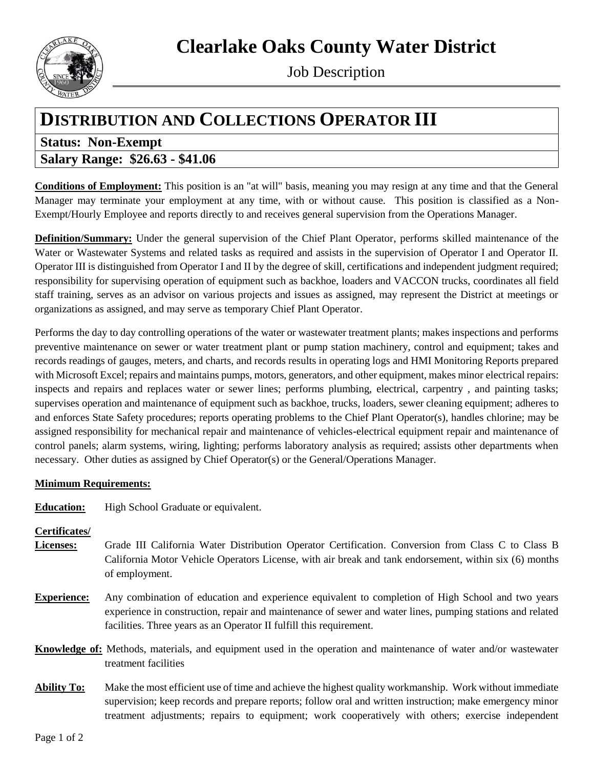# Clearlake Oaks County Water District

Job Description

## DISTRIBUTION AND COLLECTIONS OPERATOR III

**Status: Non-Exempt**

**Salary Range: $26.63 - $41.06**

**Conditions of Employment:** This position is an "at will" basis, meaning you may resign at any time and that the General Manager may terminate your employment at any time, with or without cause. This position is classified as a Non-Exempt/Hourly Employee and reports directly to and receives general supervision from the Operations Manager.

**Definition/Summary:** Under the general supervision of the Chief Plant Operator, performs skilled maintenance of the Water or Wastewater Systems and related tasks as required and assists in the supervision of Operator I and Operator II. Operator III is distinguished from Operator I and II by the degree of skill, certifications and independent judgment required; responsibility for supervising operation of equipment such as backhoe, loaders and VACCON trucks, coordinates all field staff training, serves as an advisor on various projects and issues as assigned, may represent the District at meetings or organizations as assigned, and may serve as temporary Chief Plant Operator.

Performs the day to day controlling operations of the water or wastewater treatment plants; makes inspections and performs preventive maintenance on sewer or water treatment plant or pump station machinery, control and equipment; takes and records readings of gauges, meters, and charts, and records results in operating logs and HMI Monitoring Reports prepared with Microsoft Excel; repairs and maintains pumps, motors, generators, and other equipment, makes minor electrical repairs: inspects and repairs and replaces water or sewer lines; performs plumbing, electrical, carpentry , and painting tasks; supervises operation and maintenance of equipment such as backhoe, trucks, loaders, sewer cleaning equipment; adheres to and enforces State Safety procedures; reports operating problems to the Chief Plant Operator(s), handles chlorine; may be assigned responsibility for mechanical repair and maintenance of vehicles-electrical equipment repair and maintenance of control panels; alarm systems, wiring, lighting; performs laboratory analysis as required; assists other departments when necessary. Other duties as assigned by Chief Operator(s) or the General/Operations Manager.

**Minimum Requirements:**

**Education:** High School Graduate or equivalent.

**Certificates/ Licenses:** Grade III California Water Distribution Operator Certification. Conversion from Class C to Class B California Motor Vehicle Operators License, with air break and tank endorsement, within six (6) months of employment.

**Experience:** Any combination of education and experience equivalent to completion of High School and two years experience in construction, repair and maintenance of sewer and water lines, pumping stations and related facilities. Three years as an Operator II fulfill this requirement.

**Knowledge of:** Methods, materials, and equipment used in the operation and maintenance of water and/or wastewater treatment facilities

**Ability To:** Make the most efficient use of time and achieve the highest quality workmanship. Work without immediate supervision; keep records and prepare reports; follow oral and written instruction; make emergency minor treatment adjustments; repairs to equipment; work cooperatively with others; exercise independent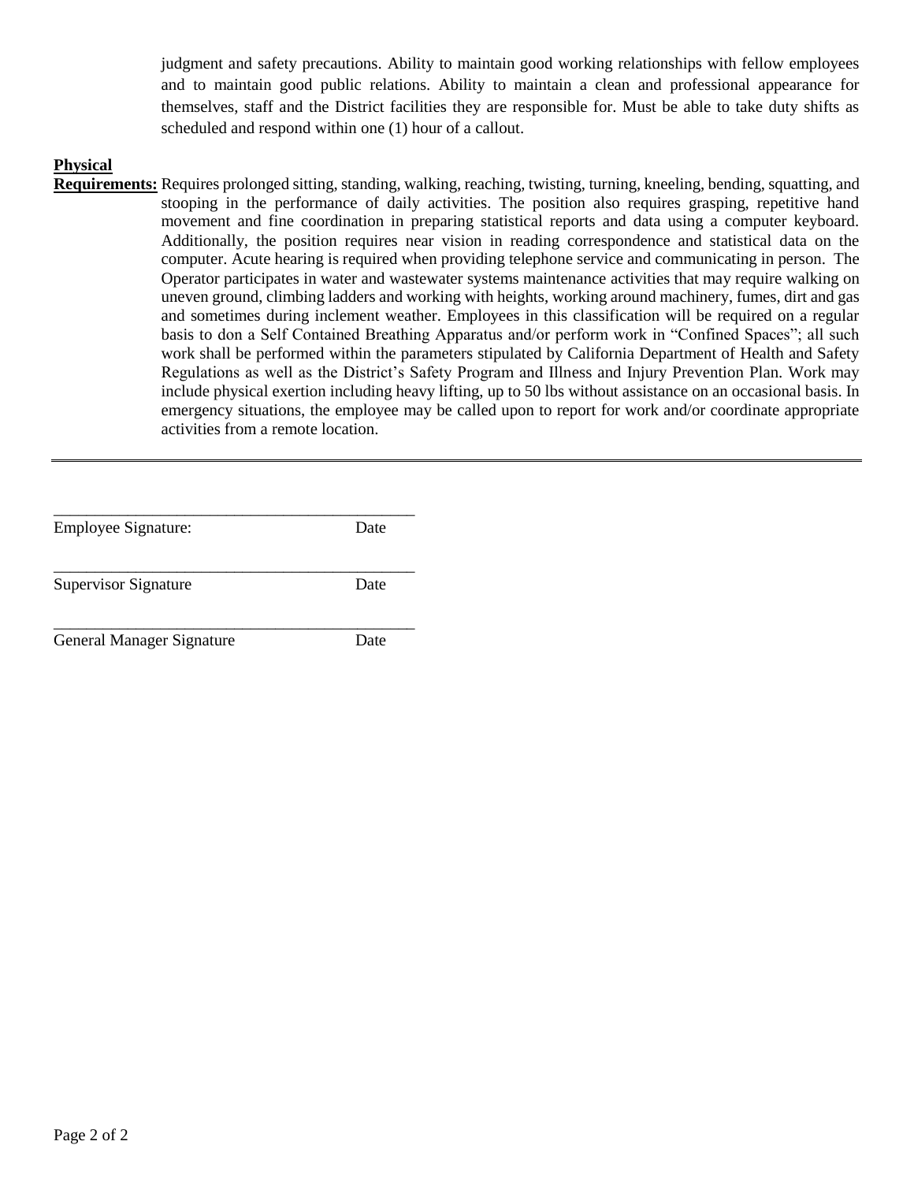judgment and safety precautions. Ability to maintain good working relationships with fellow employees and to maintain good public relations. Ability to maintain a clean and professional appearance for themselves, staff and the District facilities they are responsible for. Must be able to take duty shifts as scheduled and respond within one (1) hour of a callout.

**Physical Requirements:** Requires prolonged sitting, standing, walking, reaching, twisting, turning, kneeling, bending, squatting, and stooping in the performance of daily activities. The position also requires grasping, repetitive hand movement and fine coordination in preparing statistical reports and data using a computer keyboard. Additionally, the position requires near vision in reading correspondence and statistical data on the computer. Acute hearing is required when providing telephone service and communicating in person. The Operator participates in water and wastewater systems maintenance activities that may require walking on uneven ground, climbing ladders and working with heights, working around machinery, fumes, dirt and gas and sometimes during inclement weather. Employees in this classification will be required on a regular basis to don a Self Contained Breathing Apparatus and/or perform work in "Confined Spaces"; all such work shall be performed within the parameters stipulated by California Department of Health and Safety Regulations as well as the District's Safety Program and Illness and Injury Prevention Plan. Work may include physical exertion including heavy lifting, up to 50 lbs without assistance on an occasional basis. In emergency situations, the employee may be called upon to report for work and/or coordinate appropriate activities from a remote location.

---

______________________________________________
Employee Signature: Date

______________________________________________
Supervisor Signature Date

______________________________________________
General Manager Signature Date